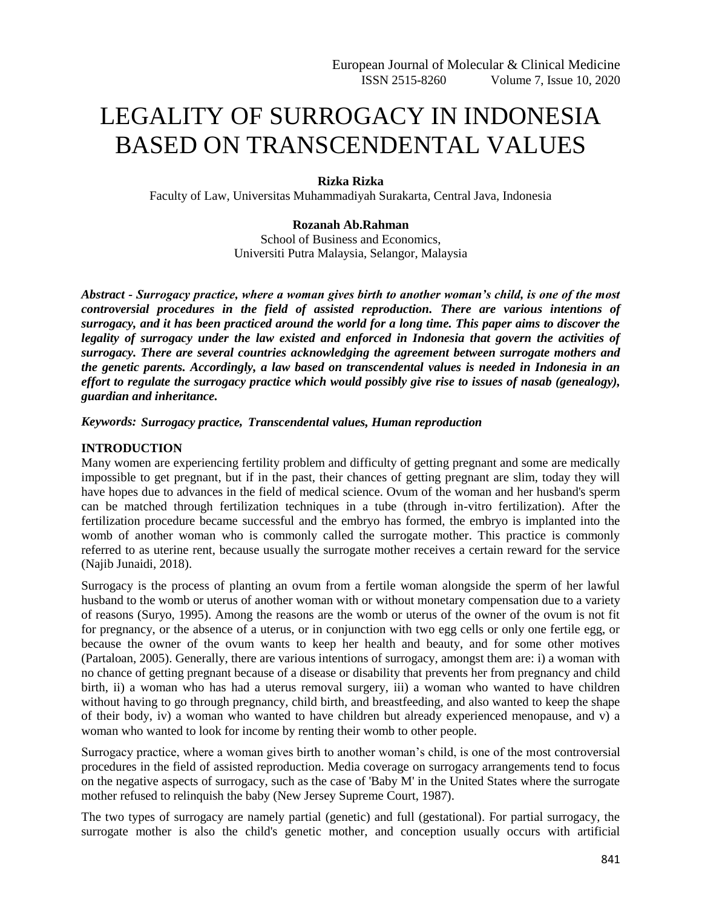# LEGALITY OF SURROGACY IN INDONESIA BASED ON TRANSCENDENTAL VALUES

**Rizka Rizka**
Faculty of Law, Universitas Muhammadiyah Surakarta, Central Java, Indonesia

**Rozanah Ab.Rahman**
School of Business and Economics,
Universiti Putra Malaysia, Selangor, Malaysia

***Abstract - Surrogacy practice, where a woman gives birth to another woman's child, is one of the most controversial procedures in the field of assisted reproduction. There are various intentions of surrogacy, and it has been practiced around the world for a long time. This paper aims to discover the legality of surrogacy under the law existed and enforced in Indonesia that govern the activities of surrogacy. There are several countries acknowledging the agreement between surrogate mothers and the genetic parents. Accordingly, a law based on transcendental values is needed in Indonesia in an effort to regulate the surrogacy practice which would possibly give rise to issues of nasab (genealogy), guardian and inheritance.***

***Keywords:** **Surrogacy practice, Transcendental values, Human reproduction***

## INTRODUCTION

Many women are experiencing fertility problem and difficulty of getting pregnant and some are medically impossible to get pregnant, but if in the past, their chances of getting pregnant are slim, today they will have hopes due to advances in the field of medical science. Ovum of the woman and her husband's sperm can be matched through fertilization techniques in a tube (through in-vitro fertilization). After the fertilization procedure became successful and the embryo has formed, the embryo is implanted into the womb of another woman who is commonly called the surrogate mother. This practice is commonly referred to as uterine rent, because usually the surrogate mother receives a certain reward for the service (Najib Junaidi, 2018).

Surrogacy is the process of planting an ovum from a fertile woman alongside the sperm of her lawful husband to the womb or uterus of another woman with or without monetary compensation due to a variety of reasons (Suryo, 1995). Among the reasons are the womb or uterus of the owner of the ovum is not fit for pregnancy, or the absence of a uterus, or in conjunction with two egg cells or only one fertile egg, or because the owner of the ovum wants to keep her health and beauty, and for some other motives (Partaloan, 2005). Generally, there are various intentions of surrogacy, amongst them are: i) a woman with no chance of getting pregnant because of a disease or disability that prevents her from pregnancy and child birth, ii) a woman who has had a uterus removal surgery, iii) a woman who wanted to have children without having to go through pregnancy, child birth, and breastfeeding, and also wanted to keep the shape of their body, iv) a woman who wanted to have children but already experienced menopause, and v) a woman who wanted to look for income by renting their womb to other people.

Surrogacy practice, where a woman gives birth to another woman's child, is one of the most controversial procedures in the field of assisted reproduction. Media coverage on surrogacy arrangements tend to focus on the negative aspects of surrogacy, such as the case of 'Baby M' in the United States where the surrogate mother refused to relinquish the baby (New Jersey Supreme Court, 1987).

The two types of surrogacy are namely partial (genetic) and full (gestational). For partial surrogacy, the surrogate mother is also the child's genetic mother, and conception usually occurs with artificial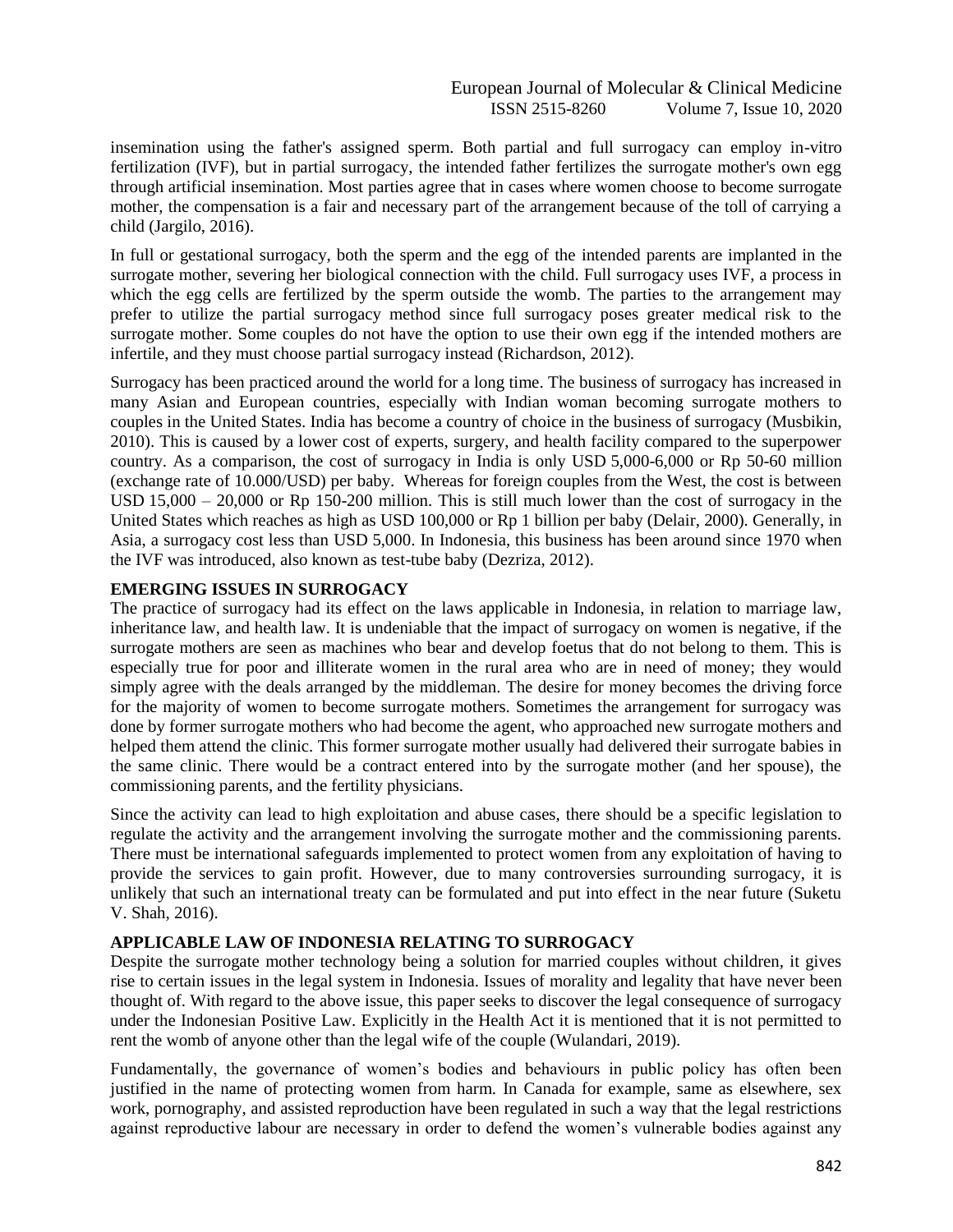insemination using the father's assigned sperm. Both partial and full surrogacy can employ in-vitro fertilization (IVF), but in partial surrogacy, the intended father fertilizes the surrogate mother's own egg through artificial insemination. Most parties agree that in cases where women choose to become surrogate mother, the compensation is a fair and necessary part of the arrangement because of the toll of carrying a child (Jargilo, 2016).

In full or gestational surrogacy, both the sperm and the egg of the intended parents are implanted in the surrogate mother, severing her biological connection with the child. Full surrogacy uses IVF, a process in which the egg cells are fertilized by the sperm outside the womb. The parties to the arrangement may prefer to utilize the partial surrogacy method since full surrogacy poses greater medical risk to the surrogate mother. Some couples do not have the option to use their own egg if the intended mothers are infertile, and they must choose partial surrogacy instead (Richardson, 2012).

Surrogacy has been practiced around the world for a long time. The business of surrogacy has increased in many Asian and European countries, especially with Indian woman becoming surrogate mothers to couples in the United States. India has become a country of choice in the business of surrogacy (Musbikin, 2010). This is caused by a lower cost of experts, surgery, and health facility compared to the superpower country. As a comparison, the cost of surrogacy in India is only USD 5,000-6,000 or Rp 50-60 million (exchange rate of 10.000/USD) per baby. Whereas for foreign couples from the West, the cost is between USD 15,000 – 20,000 or Rp 150-200 million. This is still much lower than the cost of surrogacy in the United States which reaches as high as USD 100,000 or Rp 1 billion per baby (Delair, 2000). Generally, in Asia, a surrogacy cost less than USD 5,000. In Indonesia, this business has been around since 1970 when the IVF was introduced, also known as test-tube baby (Dezriza, 2012).

## EMERGING ISSUES IN SURROGACY

The practice of surrogacy had its effect on the laws applicable in Indonesia, in relation to marriage law, inheritance law, and health law. It is undeniable that the impact of surrogacy on women is negative, if the surrogate mothers are seen as machines who bear and develop foetus that do not belong to them. This is especially true for poor and illiterate women in the rural area who are in need of money; they would simply agree with the deals arranged by the middleman. The desire for money becomes the driving force for the majority of women to become surrogate mothers. Sometimes the arrangement for surrogacy was done by former surrogate mothers who had become the agent, who approached new surrogate mothers and helped them attend the clinic. This former surrogate mother usually had delivered their surrogate babies in the same clinic. There would be a contract entered into by the surrogate mother (and her spouse), the commissioning parents, and the fertility physicians.

Since the activity can lead to high exploitation and abuse cases, there should be a specific legislation to regulate the activity and the arrangement involving the surrogate mother and the commissioning parents. There must be international safeguards implemented to protect women from any exploitation of having to provide the services to gain profit. However, due to many controversies surrounding surrogacy, it is unlikely that such an international treaty can be formulated and put into effect in the near future (Suketu V. Shah, 2016).

## APPLICABLE LAW OF INDONESIA RELATING TO SURROGACY

Despite the surrogate mother technology being a solution for married couples without children, it gives rise to certain issues in the legal system in Indonesia. Issues of morality and legality that have never been thought of. With regard to the above issue, this paper seeks to discover the legal consequence of surrogacy under the Indonesian Positive Law. Explicitly in the Health Act it is mentioned that it is not permitted to rent the womb of anyone other than the legal wife of the couple (Wulandari, 2019).

Fundamentally, the governance of women's bodies and behaviours in public policy has often been justified in the name of protecting women from harm. In Canada for example, same as elsewhere, sex work, pornography, and assisted reproduction have been regulated in such a way that the legal restrictions against reproductive labour are necessary in order to defend the women's vulnerable bodies against any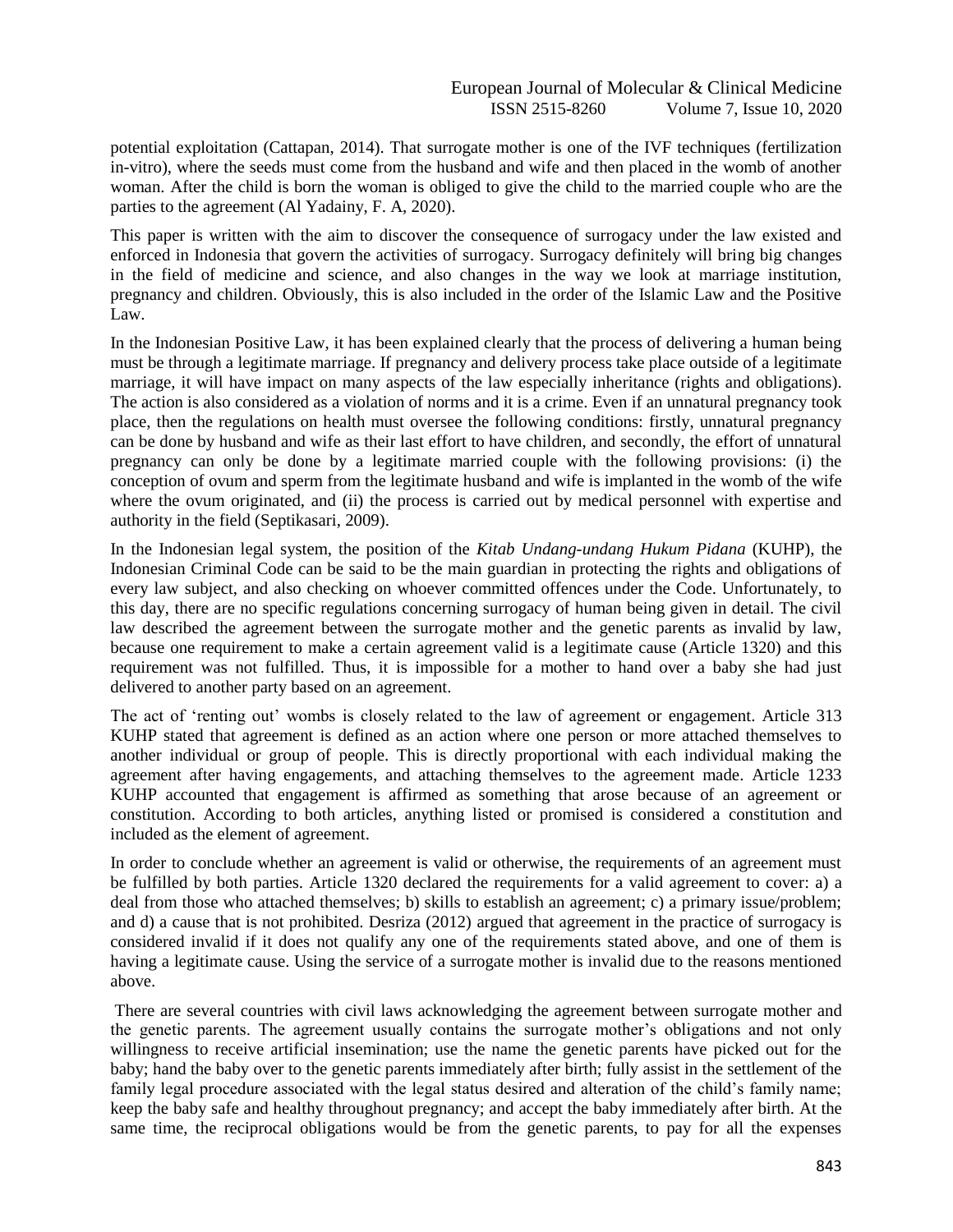potential exploitation (Cattapan, 2014). That surrogate mother is one of the IVF techniques (fertilization in-vitro), where the seeds must come from the husband and wife and then placed in the womb of another woman. After the child is born the woman is obliged to give the child to the married couple who are the parties to the agreement (Al Yadainy, F. A, 2020).

This paper is written with the aim to discover the consequence of surrogacy under the law existed and enforced in Indonesia that govern the activities of surrogacy. Surrogacy definitely will bring big changes in the field of medicine and science, and also changes in the way we look at marriage institution, pregnancy and children. Obviously, this is also included in the order of the Islamic Law and the Positive Law.

In the Indonesian Positive Law, it has been explained clearly that the process of delivering a human being must be through a legitimate marriage. If pregnancy and delivery process take place outside of a legitimate marriage, it will have impact on many aspects of the law especially inheritance (rights and obligations). The action is also considered as a violation of norms and it is a crime. Even if an unnatural pregnancy took place, then the regulations on health must oversee the following conditions: firstly, unnatural pregnancy can be done by husband and wife as their last effort to have children, and secondly, the effort of unnatural pregnancy can only be done by a legitimate married couple with the following provisions: (i) the conception of ovum and sperm from the legitimate husband and wife is implanted in the womb of the wife where the ovum originated, and (ii) the process is carried out by medical personnel with expertise and authority in the field (Septikasari, 2009).

In the Indonesian legal system, the position of the *Kitab Undang-undang Hukum Pidana* (KUHP), the Indonesian Criminal Code can be said to be the main guardian in protecting the rights and obligations of every law subject, and also checking on whoever committed offences under the Code. Unfortunately, to this day, there are no specific regulations concerning surrogacy of human being given in detail. The civil law described the agreement between the surrogate mother and the genetic parents as invalid by law, because one requirement to make a certain agreement valid is a legitimate cause (Article 1320) and this requirement was not fulfilled. Thus, it is impossible for a mother to hand over a baby she had just delivered to another party based on an agreement.

The act of 'renting out' wombs is closely related to the law of agreement or engagement. Article 313 KUHP stated that agreement is defined as an action where one person or more attached themselves to another individual or group of people. This is directly proportional with each individual making the agreement after having engagements, and attaching themselves to the agreement made. Article 1233 KUHP accounted that engagement is affirmed as something that arose because of an agreement or constitution. According to both articles, anything listed or promised is considered a constitution and included as the element of agreement.

In order to conclude whether an agreement is valid or otherwise, the requirements of an agreement must be fulfilled by both parties. Article 1320 declared the requirements for a valid agreement to cover: a) a deal from those who attached themselves; b) skills to establish an agreement; c) a primary issue/problem; and d) a cause that is not prohibited. Desriza (2012) argued that agreement in the practice of surrogacy is considered invalid if it does not qualify any one of the requirements stated above, and one of them is having a legitimate cause. Using the service of a surrogate mother is invalid due to the reasons mentioned above.

There are several countries with civil laws acknowledging the agreement between surrogate mother and the genetic parents. The agreement usually contains the surrogate mother's obligations and not only willingness to receive artificial insemination; use the name the genetic parents have picked out for the baby; hand the baby over to the genetic parents immediately after birth; fully assist in the settlement of the family legal procedure associated with the legal status desired and alteration of the child's family name; keep the baby safe and healthy throughout pregnancy; and accept the baby immediately after birth. At the same time, the reciprocal obligations would be from the genetic parents, to pay for all the expenses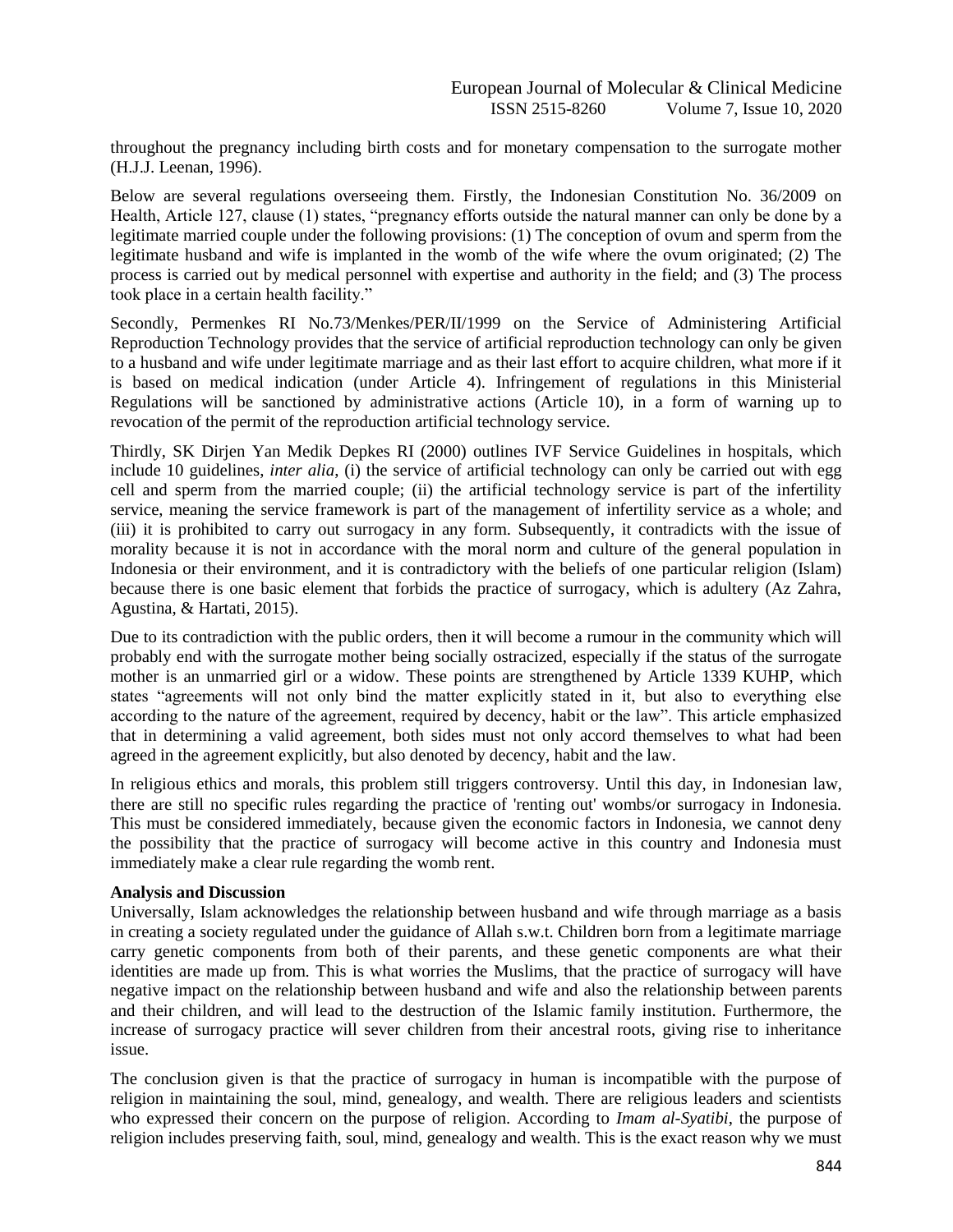throughout the pregnancy including birth costs and for monetary compensation to the surrogate mother (H.J.J. Leenan, 1996).

Below are several regulations overseeing them. Firstly, the Indonesian Constitution No. 36/2009 on Health, Article 127, clause (1) states, "pregnancy efforts outside the natural manner can only be done by a legitimate married couple under the following provisions: (1) The conception of ovum and sperm from the legitimate husband and wife is implanted in the womb of the wife where the ovum originated; (2) The process is carried out by medical personnel with expertise and authority in the field; and (3) The process took place in a certain health facility."

Secondly, Permenkes RI No.73/Menkes/PER/II/1999 on the Service of Administering Artificial Reproduction Technology provides that the service of artificial reproduction technology can only be given to a husband and wife under legitimate marriage and as their last effort to acquire children, what more if it is based on medical indication (under Article 4). Infringement of regulations in this Ministerial Regulations will be sanctioned by administrative actions (Article 10), in a form of warning up to revocation of the permit of the reproduction artificial technology service.

Thirdly, SK Dirjen Yan Medik Depkes RI (2000) outlines IVF Service Guidelines in hospitals, which include 10 guidelines, *inter alia*, (i) the service of artificial technology can only be carried out with egg cell and sperm from the married couple; (ii) the artificial technology service is part of the infertility service, meaning the service framework is part of the management of infertility service as a whole; and (iii) it is prohibited to carry out surrogacy in any form. Subsequently, it contradicts with the issue of morality because it is not in accordance with the moral norm and culture of the general population in Indonesia or their environment, and it is contradictory with the beliefs of one particular religion (Islam) because there is one basic element that forbids the practice of surrogacy, which is adultery (Az Zahra, Agustina, & Hartati, 2015).

Due to its contradiction with the public orders, then it will become a rumour in the community which will probably end with the surrogate mother being socially ostracized, especially if the status of the surrogate mother is an unmarried girl or a widow. These points are strengthened by Article 1339 KUHP, which states "agreements will not only bind the matter explicitly stated in it, but also to everything else according to the nature of the agreement, required by decency, habit or the law". This article emphasized that in determining a valid agreement, both sides must not only accord themselves to what had been agreed in the agreement explicitly, but also denoted by decency, habit and the law.

In religious ethics and morals, this problem still triggers controversy. Until this day, in Indonesian law, there are still no specific rules regarding the practice of 'renting out' wombs/or surrogacy in Indonesia. This must be considered immediately, because given the economic factors in Indonesia, we cannot deny the possibility that the practice of surrogacy will become active in this country and Indonesia must immediately make a clear rule regarding the womb rent.

**Analysis and Discussion**

Universally, Islam acknowledges the relationship between husband and wife through marriage as a basis in creating a society regulated under the guidance of Allah s.w.t. Children born from a legitimate marriage carry genetic components from both of their parents, and these genetic components are what their identities are made up from. This is what worries the Muslims, that the practice of surrogacy will have negative impact on the relationship between husband and wife and also the relationship between parents and their children, and will lead to the destruction of the Islamic family institution. Furthermore, the increase of surrogacy practice will sever children from their ancestral roots, giving rise to inheritance issue.

The conclusion given is that the practice of surrogacy in human is incompatible with the purpose of religion in maintaining the soul, mind, genealogy, and wealth. There are religious leaders and scientists who expressed their concern on the purpose of religion. According to *Imam al-Syatibi*, the purpose of religion includes preserving faith, soul, mind, genealogy and wealth. This is the exact reason why we must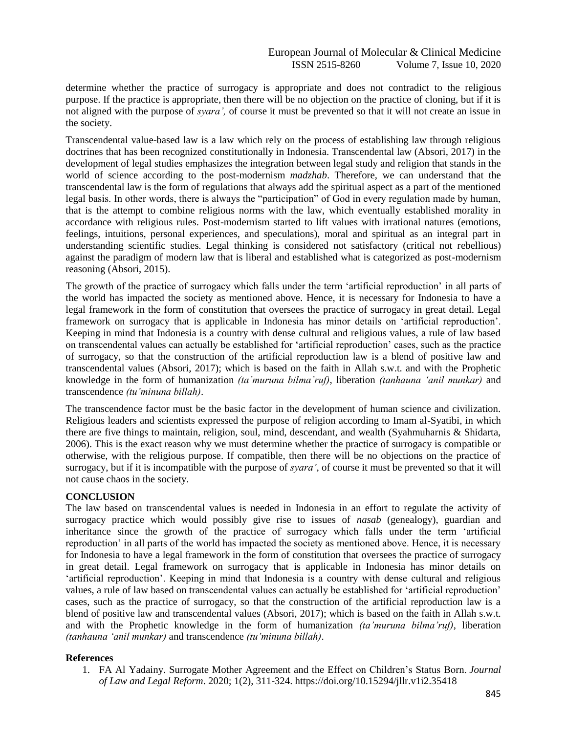determine whether the practice of surrogacy is appropriate and does not contradict to the religious purpose. If the practice is appropriate, then there will be no objection on the practice of cloning, but if it is not aligned with the purpose of *syara',* of course it must be prevented so that it will not create an issue in the society.

Transcendental value-based law is a law which rely on the process of establishing law through religious doctrines that has been recognized constitutionally in Indonesia. Transcendental law (Absori, 2017) in the development of legal studies emphasizes the integration between legal study and religion that stands in the world of science according to the post-modernism *madzhab*. Therefore, we can understand that the transcendental law is the form of regulations that always add the spiritual aspect as a part of the mentioned legal basis. In other words, there is always the "participation" of God in every regulation made by human, that is the attempt to combine religious norms with the law, which eventually established morality in accordance with religious rules. Post-modernism started to lift values with irrational natures (emotions, feelings, intuitions, personal experiences, and speculations), moral and spiritual as an integral part in understanding scientific studies. Legal thinking is considered not satisfactory (critical not rebellious) against the paradigm of modern law that is liberal and established what is categorized as post-modernism reasoning (Absori, 2015).

The growth of the practice of surrogacy which falls under the term 'artificial reproduction' in all parts of the world has impacted the society as mentioned above. Hence, it is necessary for Indonesia to have a legal framework in the form of constitution that oversees the practice of surrogacy in great detail. Legal framework on surrogacy that is applicable in Indonesia has minor details on 'artificial reproduction'. Keeping in mind that Indonesia is a country with dense cultural and religious values, a rule of law based on transcendental values can actually be established for 'artificial reproduction' cases, such as the practice of surrogacy, so that the construction of the artificial reproduction law is a blend of positive law and transcendental values (Absori, 2017); which is based on the faith in Allah s.w.t. and with the Prophetic knowledge in the form of humanization *(ta'muruna bilma'ruf)*, liberation *(tanhauna 'anil munkar)* and transcendence *(tu'minuna billah)*.

The transcendence factor must be the basic factor in the development of human science and civilization. Religious leaders and scientists expressed the purpose of religion according to Imam al-Syatibi, in which there are five things to maintain, religion, soul, mind, descendant, and wealth (Syahmuharnis & Shidarta, 2006). This is the exact reason why we must determine whether the practice of surrogacy is compatible or otherwise, with the religious purpose. If compatible, then there will be no objections on the practice of surrogacy, but if it is incompatible with the purpose of *syara'*, of course it must be prevented so that it will not cause chaos in the society.

## CONCLUSION

The law based on transcendental values is needed in Indonesia in an effort to regulate the activity of surrogacy practice which would possibly give rise to issues of *nasab* (genealogy), guardian and inheritance since the growth of the practice of surrogacy which falls under the term 'artificial reproduction' in all parts of the world has impacted the society as mentioned above. Hence, it is necessary for Indonesia to have a legal framework in the form of constitution that oversees the practice of surrogacy in great detail. Legal framework on surrogacy that is applicable in Indonesia has minor details on 'artificial reproduction'. Keeping in mind that Indonesia is a country with dense cultural and religious values, a rule of law based on transcendental values can actually be established for 'artificial reproduction' cases, such as the practice of surrogacy, so that the construction of the artificial reproduction law is a blend of positive law and transcendental values (Absori, 2017); which is based on the faith in Allah s.w.t. and with the Prophetic knowledge in the form of humanization *(ta'muruna bilma'ruf)*, liberation *(tanhauna 'anil munkar)* and transcendence *(tu'minuna billah)*.

## References

1. FA Al Yadainy. Surrogate Mother Agreement and the Effect on Children's Status Born. *Journal of Law and Legal Reform*. 2020; 1(2), 311-324. https://doi.org/10.15294/jllr.v1i2.35418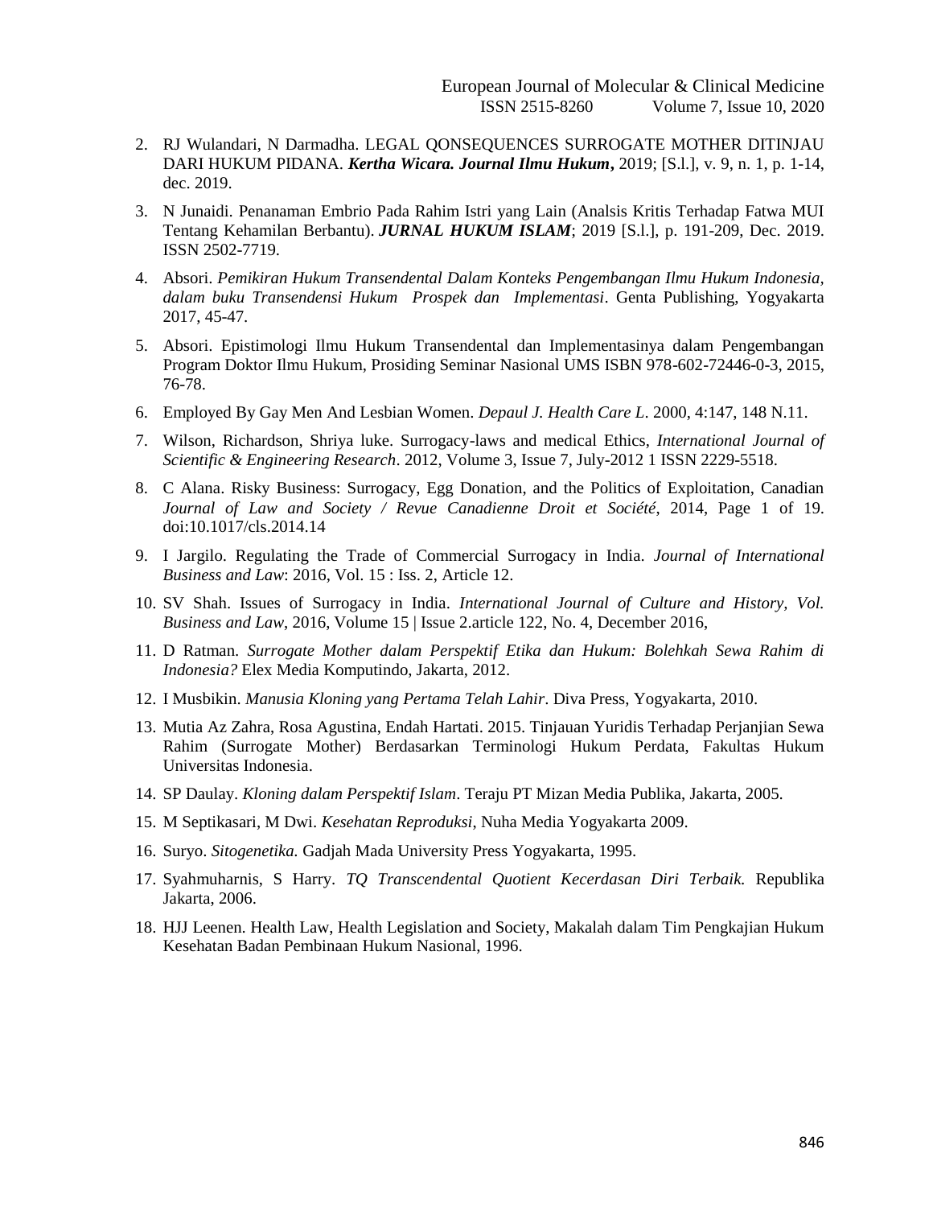2. RJ Wulandari, N Darmadha. LEGAL QONSEQUENCES SURROGATE MOTHER DITINJAU DARI HUKUM PIDANA. ***Kertha Wicara. Journal Ilmu Hukum***, 2019; [S.l.], v. 9, n. 1, p. 1-14, dec. 2019.
3. N Junaidi. Penanaman Embrio Pada Rahim Istri yang Lain (Analsis Kritis Terhadap Fatwa MUI Tentang Kehamilan Berbantu). ***JURNAL HUKUM ISLAM***; 2019 [S.l.], p. 191-209, Dec. 2019. ISSN 2502-7719.
4. Absori. *Pemikiran Hukum Transendental Dalam Konteks Pengembangan Ilmu Hukum Indonesia, dalam buku Transendensi Hukum Prospek dan Implementasi*. Genta Publishing, Yogyakarta 2017, 45-47.
5. Absori. Epistimologi Ilmu Hukum Transendental dan Implementasinya dalam Pengembangan Program Doktor Ilmu Hukum, Prosiding Seminar Nasional UMS ISBN 978-602-72446-0-3, 2015, 76-78.
6. Employed By Gay Men And Lesbian Women. *Depaul J. Health Care L*. 2000, 4:147, 148 N.11.
7. Wilson, Richardson, Shriya luke. Surrogacy-laws and medical Ethics, *International Journal of Scientific & Engineering Research*. 2012, Volume 3, Issue 7, July-2012 1 ISSN 2229-5518.
8. C Alana. Risky Business: Surrogacy, Egg Donation, and the Politics of Exploitation, Canadian *Journal of Law and Society / Revue Canadienne Droit et Société*, 2014, Page 1 of 19. doi:10.1017/cls.2014.14
9. I Jargilo. Regulating the Trade of Commercial Surrogacy in India. *Journal of International Business and Law*: 2016, Vol. 15 : Iss. 2, Article 12.
10. SV Shah. Issues of Surrogacy in India. *International Journal of Culture and History, Vol. Business and Law*, 2016, Volume 15 | Issue 2.article 122, No. 4, December 2016,
11. D Ratman. *Surrogate Mother dalam Perspektif Etika dan Hukum: Bolehkah Sewa Rahim di Indonesia?* Elex Media Komputindo, Jakarta, 2012.
12. I Musbikin. *Manusia Kloning yang Pertama Telah Lahir*. Diva Press, Yogyakarta, 2010.
13. Mutia Az Zahra, Rosa Agustina, Endah Hartati. 2015. Tinjauan Yuridis Terhadap Perjanjian Sewa Rahim (Surrogate Mother) Berdasarkan Terminologi Hukum Perdata, Fakultas Hukum Universitas Indonesia.
14. SP Daulay. *Kloning dalam Perspektif Islam*. Teraju PT Mizan Media Publika, Jakarta, 2005.
15. M Septikasari, M Dwi. *Kesehatan Reproduksi*, Nuha Media Yogyakarta 2009.
16. Suryo. *Sitogenetika.* Gadjah Mada University Press Yogyakarta, 1995.
17. Syahmuharnis, S Harry. *TQ Transcendental Quotient Kecerdasan Diri Terbaik.* Republika Jakarta, 2006.
18. HJJ Leenen. Health Law, Health Legislation and Society, Makalah dalam Tim Pengkajian Hukum Kesehatan Badan Pembinaan Hukum Nasional, 1996.